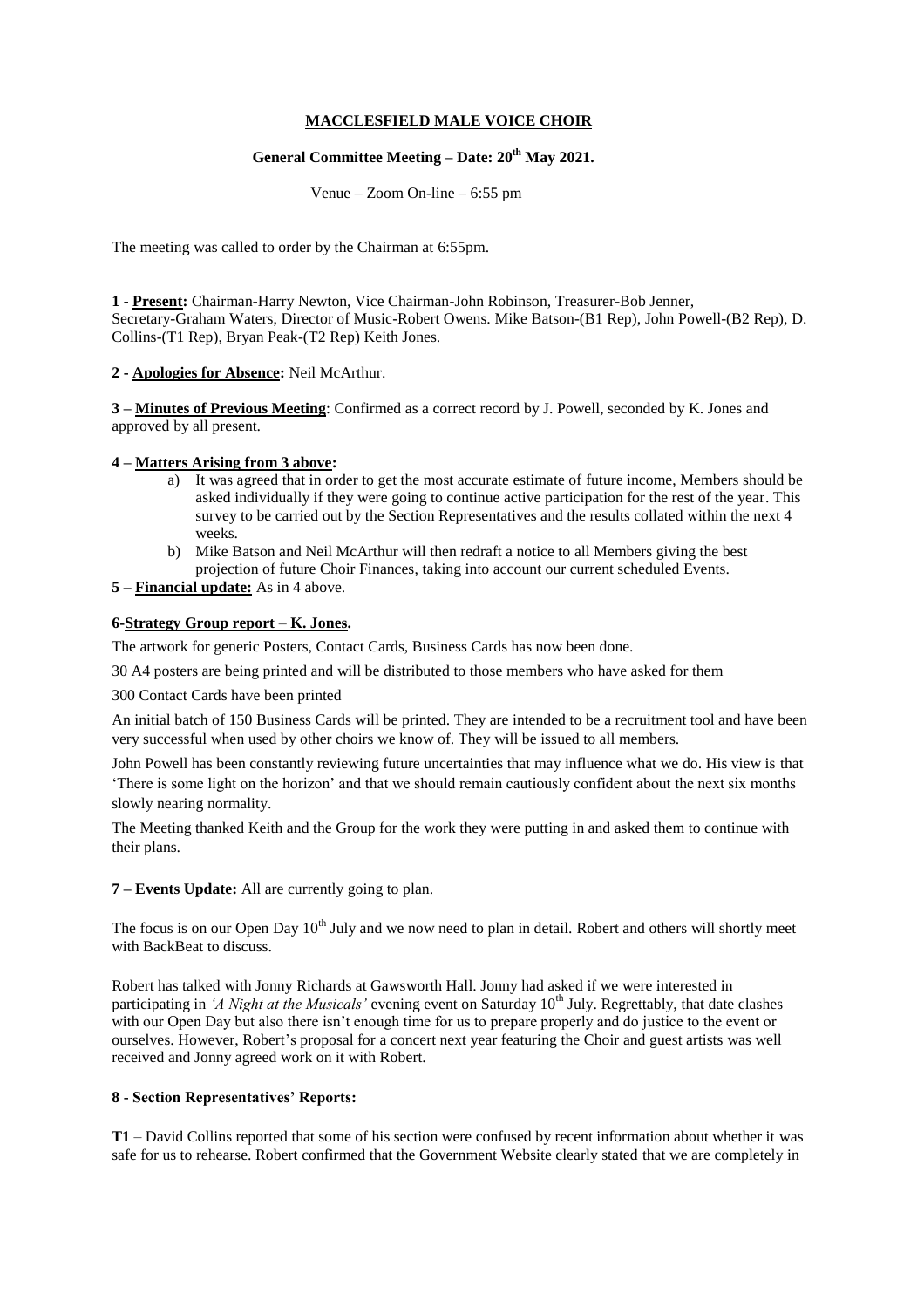# MACCLESFIELD MALE VOICE CHOIR

## General Committee Meeting – Date: 20th May 2021.

Venue – Zoom On-line – 6:55 pm

The meeting was called to order by the Chairman at 6:55pm.

**1 - Present:** Chairman-Harry Newton, Vice Chairman-John Robinson, Treasurer-Bob Jenner, Secretary-Graham Waters, Director of Music-Robert Owens. Mike Batson-(B1 Rep), John Powell-(B2 Rep), D. Collins-(T1 Rep), Bryan Peak-(T2 Rep) Keith Jones.

**2 - Apologies for Absence:** Neil McArthur.

**3 – Minutes of Previous Meeting**: Confirmed as a correct record by J. Powell, seconded by K. Jones and approved by all present.

**4 – Matters Arising from 3 above:**

a) It was agreed that in order to get the most accurate estimate of future income, Members should be asked individually if they were going to continue active participation for the rest of the year. This survey to be carried out by the Section Representatives and the results collated within the next 4 weeks.

b) Mike Batson and Neil McArthur will then redraft a notice to all Members giving the best projection of future Choir Finances, taking into account our current scheduled Events.

**5 – Financial update:** As in 4 above.

**6-Strategy Group report – K. Jones.**

The artwork for generic Posters, Contact Cards, Business Cards has now been done.

30 A4 posters are being printed and will be distributed to those members who have asked for them

300 Contact Cards have been printed

An initial batch of 150 Business Cards will be printed. They are intended to be a recruitment tool and have been very successful when used by other choirs we know of. They will be issued to all members.

John Powell has been constantly reviewing future uncertainties that may influence what we do. His view is that 'There is some light on the horizon' and that we should remain cautiously confident about the next six months slowly nearing normality.

The Meeting thanked Keith and the Group for the work they were putting in and asked them to continue with their plans.

**7 – Events Update:** All are currently going to plan.

The focus is on our Open Day 10th July and we now need to plan in detail. Robert and others will shortly meet with BackBeat to discuss.

Robert has talked with Jonny Richards at Gawsworth Hall. Jonny had asked if we were interested in participating in *'A Night at the Musicals'* evening event on Saturday 10th July. Regrettably, that date clashes with our Open Day but also there isn't enough time for us to prepare properly and do justice to the event or ourselves. However, Robert's proposal for a concert next year featuring the Choir and guest artists was well received and Jonny agreed work on it with Robert.

**8 - Section Representatives' Reports:**

**T1** – David Collins reported that some of his section were confused by recent information about whether it was safe for us to rehearse. Robert confirmed that the Government Website clearly stated that we are completely in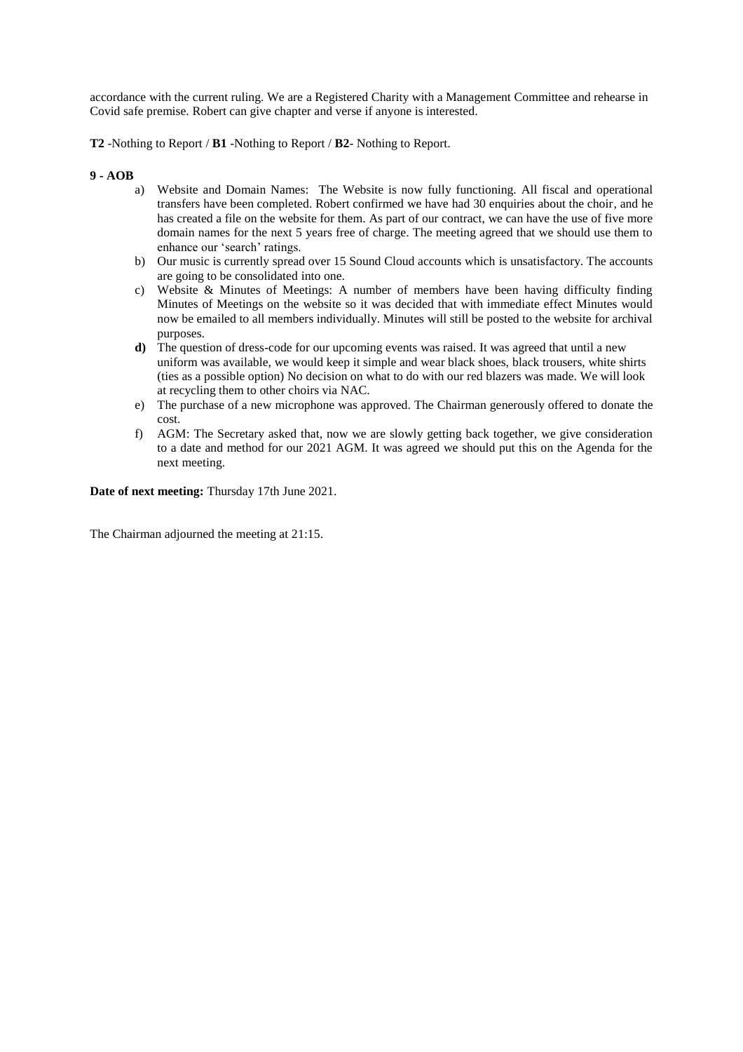accordance with the current ruling. We are a Registered Charity with a Management Committee and rehearse in Covid safe premise. Robert can give chapter and verse if anyone is interested.

**T2** -Nothing to Report / **B1** -Nothing to Report / **B2**- Nothing to Report.

**9 - AOB**

a) Website and Domain Names: The Website is now fully functioning. All fiscal and operational transfers have been completed. Robert confirmed we have had 30 enquiries about the choir, and he has created a file on the website for them. As part of our contract, we can have the use of five more domain names for the next 5 years free of charge. The meeting agreed that we should use them to enhance our 'search' ratings.

b) Our music is currently spread over 15 Sound Cloud accounts which is unsatisfactory. The accounts are going to be consolidated into one.

c) Website & Minutes of Meetings: A number of members have been having difficulty finding Minutes of Meetings on the website so it was decided that with immediate effect Minutes would now be emailed to all members individually. Minutes will still be posted to the website for archival purposes.

**d)** The question of dress-code for our upcoming events was raised. It was agreed that until a new uniform was available, we would keep it simple and wear black shoes, black trousers, white shirts (ties as a possible option) No decision on what to do with our red blazers was made. We will look at recycling them to other choirs via NAC.

e) The purchase of a new microphone was approved. The Chairman generously offered to donate the cost.

f) AGM: The Secretary asked that, now we are slowly getting back together, we give consideration to a date and method for our 2021 AGM. It was agreed we should put this on the Agenda for the next meeting.

**Date of next meeting:** Thursday 17th June 2021.

The Chairman adjourned the meeting at 21:15.